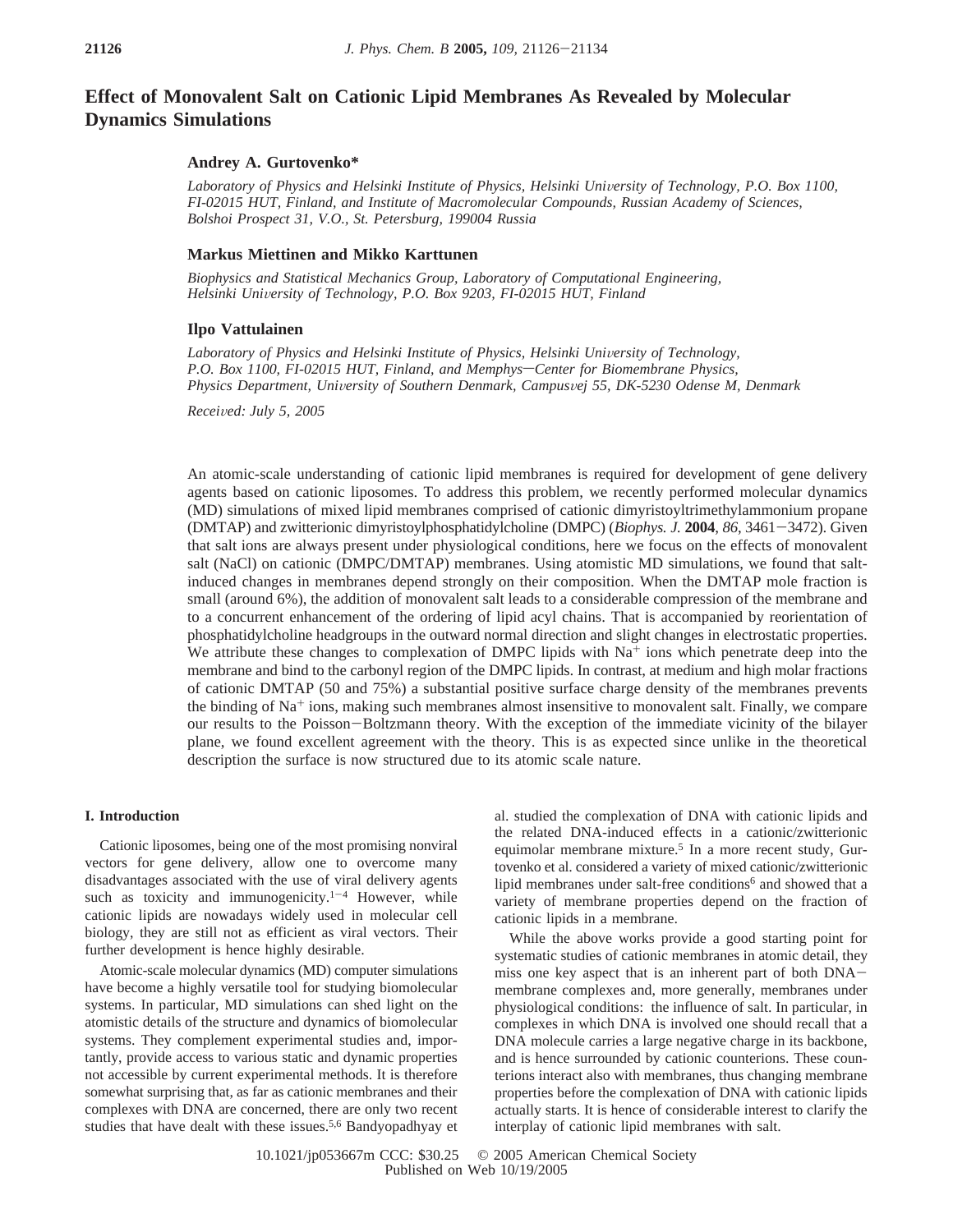# Effect of Monovalent Salt on Cationic Lipid Membranes As Revealed by Molecular Dynamics Simulations

**Andrey A. Gurtovenko\***

*Laboratory of Physics and Helsinki Institute of Physics, Helsinki University of Technology, P.O. Box 1100, FI-02015 HUT, Finland, and Institute of Macromolecular Compounds, Russian Academy of Sciences, Bolshoi Prospect 31, V.O., St. Petersburg, 199004 Russia*

**Markus Miettinen and Mikko Karttunen**

*Biophysics and Statistical Mechanics Group, Laboratory of Computational Engineering, Helsinki University of Technology, P.O. Box 9203, FI-02015 HUT, Finland*

**Ilpo Vattulainen**

*Laboratory of Physics and Helsinki Institute of Physics, Helsinki University of Technology, P.O. Box 1100, FI-02015 HUT, Finland, and Memphys—Center for Biomembrane Physics, Physics Department, University of Southern Denmark, Campusvej 55, DK-5230 Odense M, Denmark*

*Received: July 5, 2005*

An atomic-scale understanding of cationic lipid membranes is required for development of gene delivery agents based on cationic liposomes. To address this problem, we recently performed molecular dynamics (MD) simulations of mixed lipid membranes comprised of cationic dimyristoyltrimethylammonium propane (DMTAP) and zwitterionic dimyristoylphosphatidylcholine (DMPC) (*Biophys. J.* **2004**, *86*, 3461−3472). Given that salt ions are always present under physiological conditions, here we focus on the effects of monovalent salt (NaCl) on cationic (DMPC/DMTAP) membranes. Using atomistic MD simulations, we found that salt-induced changes in membranes depend strongly on their composition. When the DMTAP mole fraction is small (around 6%), the addition of monovalent salt leads to a considerable compression of the membrane and to a concurrent enhancement of the ordering of lipid acyl chains. That is accompanied by reorientation of phosphatidylcholine headgroups in the outward normal direction and slight changes in electrostatic properties. We attribute these changes to complexation of DMPC lipids with $Na^+$ ions which penetrate deep into the membrane and bind to the carbonyl region of the DMPC lipids. In contrast, at medium and high molar fractions of cationic DMTAP (50 and 75%) a substantial positive surface charge density of the membranes prevents the binding of $Na^+$ ions, making such membranes almost insensitive to monovalent salt. Finally, we compare our results to the Poisson−Boltzmann theory. With the exception of the immediate vicinity of the bilayer plane, we found excellent agreement with the theory. This is as expected since unlike in the theoretical description the surface is now structured due to its atomic scale nature.

## I. Introduction

Cationic liposomes, being one of the most promising nonviral vectors for gene delivery, allow one to overcome many disadvantages associated with the use of viral delivery agents such as toxicity and immunogenicity.[1−4] However, while cationic lipids are nowadays widely used in molecular cell biology, they are still not as efficient as viral vectors. Their further development is hence highly desirable.

Atomic-scale molecular dynamics (MD) computer simulations have become a highly versatile tool for studying biomolecular systems. In particular, MD simulations can shed light on the atomistic details of the structure and dynamics of biomolecular systems. They complement experimental studies and, importantly, provide access to various static and dynamic properties not accessible by current experimental methods. It is therefore somewhat surprising that, as far as cationic membranes and their complexes with DNA are concerned, there are only two recent studies that have dealt with these issues.[5,6] Bandyopadhyay et al. studied the complexation of DNA with cationic lipids and the related DNA-induced effects in a cationic/zwitterionic equimolar membrane mixture.[5] In a more recent study, Gurtovenko et al. considered a variety of mixed cationic/zwitterionic lipid membranes under salt-free conditions[6] and showed that a variety of membrane properties depend on the fraction of cationic lipids in a membrane.

While the above works provide a good starting point for systematic studies of cationic membranes in atomic detail, they miss one key aspect that is an inherent part of both DNA−membrane complexes and, more generally, membranes under physiological conditions: the influence of salt. In particular, in complexes in which DNA is involved one should recall that a DNA molecule carries a large negative charge in its backbone, and is hence surrounded by cationic counterions. These counterions interact also with membranes, thus changing membrane properties before the complexation of DNA with cationic lipids actually starts. It is hence of considerable interest to clarify the interplay of cationic lipid membranes with salt.

10.1021/jp053667m CCC: $30.25 © 2005 American Chemical Society
Published on Web 10/19/2005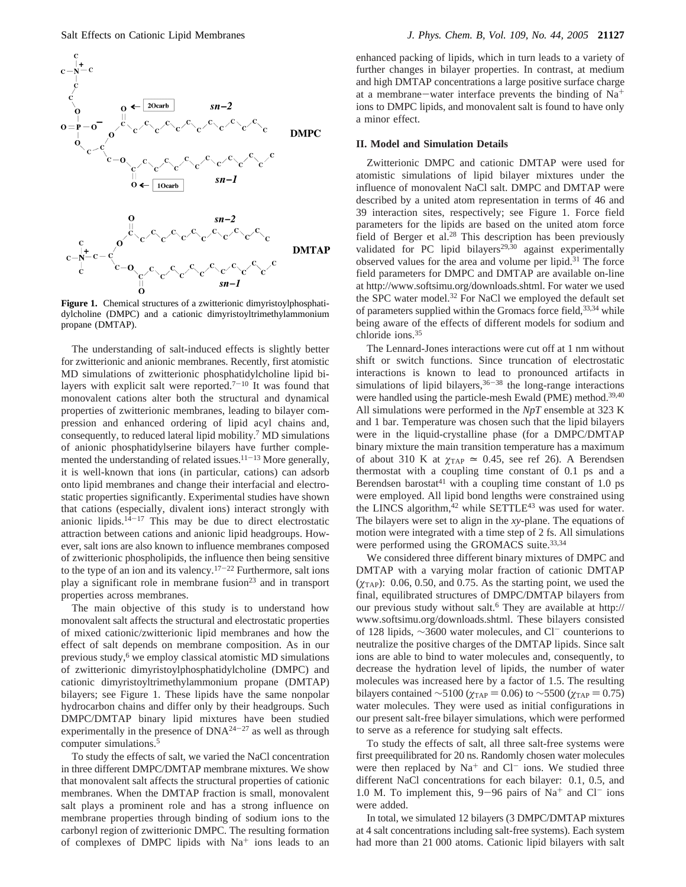**Figure 1.** Chemical structures of a zwitterionic dimyristoylphosphatidylcholine (DMPC) and a cationic dimyristoyltrimethylammonium propane (DMTAP).

The understanding of salt-induced effects is slightly better for zwitterionic and anionic membranes. Recently, first atomistic MD simulations of zwitterionic phosphatidylcholine lipid bilayers with explicit salt were reported.[7−10] It was found that monovalent cations alter both the structural and dynamical properties of zwitterionic membranes, leading to bilayer compression and enhanced ordering of lipid acyl chains and, consequently, to reduced lateral lipid mobility.[7] MD simulations of anionic phosphatidylserine bilayers have further complemented the understanding of related issues.[11−13] More generally, it is well-known that ions (in particular, cations) can adsorb onto lipid membranes and change their interfacial and electrostatic properties significantly. Experimental studies have shown that cations (especially, divalent ions) interact strongly with anionic lipids.[14−17] This may be due to direct electrostatic attraction between cations and anionic lipid headgroups. However, salt ions are also known to influence membranes composed of zwitterionic phospholipids, the influence then being sensitive to the type of an ion and its valency.[17−22] Furthermore, salt ions play a significant role in membrane fusion[23] and in transport properties across membranes.

The main objective of this study is to understand how monovalent salt affects the structural and electrostatic properties of mixed cationic/zwitterionic lipid membranes and how the effect of salt depends on membrane composition. As in our previous study,[6] we employ classical atomistic MD simulations of zwitterionic dimyristoylphosphatidylcholine (DMPC) and cationic dimyristoyltrimethylammonium propane (DMTAP) bilayers; see Figure 1. These lipids have the same nonpolar hydrocarbon chains and differ only by their headgroups. Such DMPC/DMTAP binary lipid mixtures have been studied experimentally in the presence of DNA[24−27] as well as through computer simulations.[5]

To study the effects of salt, we varied the NaCl concentration in three different DMPC/DMTAP membrane mixtures. We show that monovalent salt affects the structural properties of cationic membranes. When the DMTAP fraction is small, monovalent salt plays a prominent role and has a strong influence on membrane properties through binding of sodium ions to the carbonyl region of zwitterionic DMPC. The resulting formation of complexes of DMPC lipids with $Na^+$ ions leads to an enhanced packing of lipids, which in turn leads to a variety of further changes in bilayer properties. In contrast, at medium and high DMTAP concentrations a large positive surface charge at a membrane−water interface prevents the binding of $Na^+$ ions to DMPC lipids, and monovalent salt is found to have only a minor effect.

## II. Model and Simulation Details

Zwitterionic DMPC and cationic DMTAP were used for atomistic simulations of lipid bilayer mixtures under the influence of monovalent NaCl salt. DMPC and DMTAP were described by a united atom representation in terms of 46 and 39 interaction sites, respectively; see Figure 1. Force field parameters for the lipids are based on the united atom force field of Berger et al.[28] This description has been previously validated for PC lipid bilayers[29,30] against experimentally observed values for the area and volume per lipid.[31] The force field parameters for DMPC and DMTAP are available on-line at http://www.softsimu.org/downloads.shtml. For water we used the SPC water model.[32] For NaCl we employed the default set of parameters supplied within the Gromacs force field,[33,34] while being aware of the effects of different models for sodium and chloride ions.[35]

The Lennard-Jones interactions were cut off at 1 nm without shift or switch functions. Since truncation of electrostatic interactions is known to lead to pronounced artifacts in simulations of lipid bilayers,[36−38] the long-range interactions were handled using the particle-mesh Ewald (PME) method.[39,40] All simulations were performed in the *NpT* ensemble at 323 K and 1 bar. Temperature was chosen such that the lipid bilayers were in the liquid-crystalline phase (for a DMPC/DMTAP binary mixture the main transition temperature has a maximum of about 310 K at $\chi_{TAP} \simeq 0.45$, see ref 26). A Berendsen thermostat with a coupling time constant of 0.1 ps and a Berendsen barostat[41] with a coupling time constant of 1.0 ps were employed. All lipid bond lengths were constrained using the LINCS algorithm,[42] while SETTLE[43] was used for water. The bilayers were set to align in the *xy*-plane. The equations of motion were integrated with a time step of 2 fs. All simulations were performed using the GROMACS suite.[33,34]

We considered three different binary mixtures of DMPC and DMTAP with a varying molar fraction of cationic DMTAP ($\chi_{TAP}$): 0.06, 0.50, and 0.75. As the starting point, we used the final, equilibrated structures of DMPC/DMTAP bilayers from our previous study without salt.[6] They are available at http://www.softsimu.org/downloads.shtml. These bilayers consisted of 128 lipids, ∼3600 water molecules, and $Cl^-$ counterions to neutralize the positive charges of the DMTAP lipids. Since salt ions are able to bind to water molecules and, consequently, to decrease the hydration level of lipids, the number of water molecules was increased here by a factor of 1.5. The resulting bilayers contained ∼5100 ($\chi_{TAP} = 0.06$) to ∼5500 ($\chi_{TAP} = 0.75$) water molecules. They were used as initial configurations in our present salt-free bilayer simulations, which were performed to serve as a reference for studying salt effects.

To study the effects of salt, all three salt-free systems were first preequilibrated for 20 ns. Randomly chosen water molecules were then replaced by $Na^+$ and $Cl^-$ ions. We studied three different NaCl concentrations for each bilayer: 0.1, 0.5, and 1.0 M. To implement this, 9−96 pairs of $Na^+$ and $Cl^-$ ions were added.

In total, we simulated 12 bilayers (3 DMPC/DMTAP mixtures at 4 salt concentrations including salt-free systems). Each system had more than 21 000 atoms. Cationic lipid bilayers with salt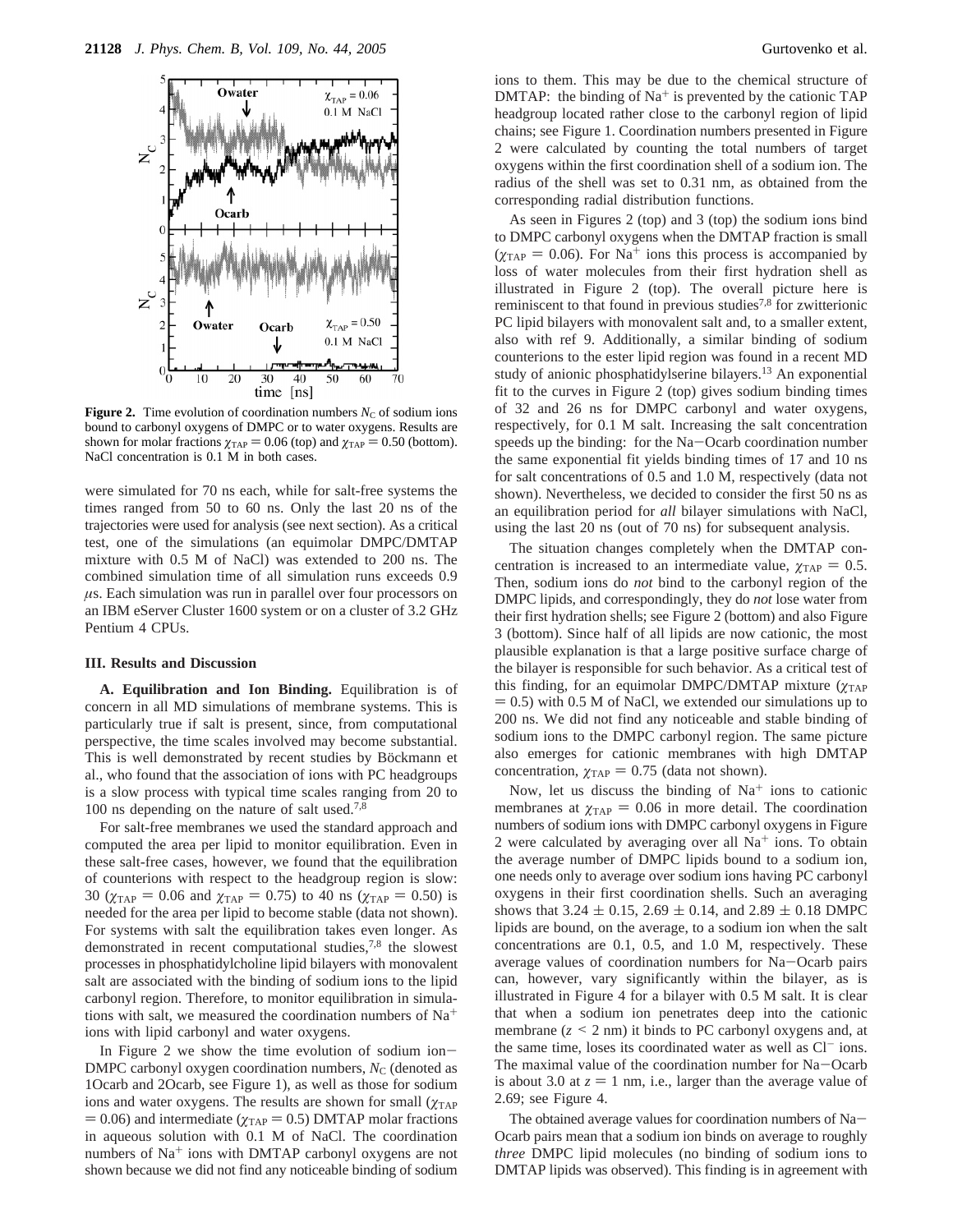**Figure 2.** Time evolution of coordination numbers $N_C$ of sodium ions bound to carbonyl oxygens of DMPC or to water oxygens. Results are shown for molar fractions $\chi_{TAP} = 0.06$ (top) and $\chi_{TAP} = 0.50$ (bottom). NaCl concentration is 0.1 M in both cases.

were simulated for 70 ns each, while for salt-free systems the times ranged from 50 to 60 ns. Only the last 20 ns of the trajectories were used for analysis (see next section). As a critical test, one of the simulations (an equimolar DMPC/DMTAP mixture with 0.5 M of NaCl) was extended to 200 ns. The combined simulation time of all simulation runs exceeds 0.9 $\mu$s. Each simulation was run in parallel over four processors on an IBM eServer Cluster 1600 system or on a cluster of 3.2 GHz Pentium 4 CPUs.

### III. Results and Discussion

**A. Equilibration and Ion Binding.** Equilibration is of concern in all MD simulations of membrane systems. This is particularly true if salt is present, since, from computational perspective, the time scales involved may become substantial. This is well demonstrated by recent studies by Böckmann et al., who found that the association of ions with PC headgroups is a slow process with typical time scales ranging from 20 to 100 ns depending on the nature of salt used.[7,8]

For salt-free membranes we used the standard approach and computed the area per lipid to monitor equilibration. Even in these salt-free cases, however, we found that the equilibration of counterions with respect to the headgroup region is slow: 30 ($\chi_{TAP} = 0.06$ and $\chi_{TAP} = 0.75$) to 40 ns ($\chi_{TAP} = 0.50$) is needed for the area per lipid to become stable (data not shown). For systems with salt the equilibration takes even longer. As demonstrated in recent computational studies,[7,8] the slowest processes in phosphatidylcholine lipid bilayers with monovalent salt are associated with the binding of sodium ions to the lipid carbonyl region. Therefore, to monitor equilibration in simulations with salt, we measured the coordination numbers of $Na^+$ ions with lipid carbonyl and water oxygens.

In Figure 2 we show the time evolution of sodium ion–DMPC carbonyl oxygen coordination numbers, $N_C$ (denoted as 1Ocarb and 2Ocarb, see Figure 1), as well as those for sodium ions and water oxygens. The results are shown for small ($\chi_{TAP} = 0.06$) and intermediate ($\chi_{TAP} = 0.5$) DMTAP molar fractions in aqueous solution with 0.1 M of NaCl. The coordination numbers of $Na^+$ ions with DMTAP carbonyl oxygens are not shown because we did not find any noticeable binding of sodium ions to them. This may be due to the chemical structure of DMTAP: the binding of $Na^+$ is prevented by the cationic TAP headgroup located rather close to the carbonyl region of lipid chains; see Figure 1. Coordination numbers presented in Figure 2 were calculated by counting the total numbers of target oxygens within the first coordination shell of a sodium ion. The radius of the shell was set to 0.31 nm, as obtained from the corresponding radial distribution functions.

As seen in Figures 2 (top) and 3 (top) the sodium ions bind to DMPC carbonyl oxygens when the DMTAP fraction is small ($\chi_{TAP} = 0.06$). For $Na^+$ ions this process is accompanied by loss of water molecules from their first hydration shell as illustrated in Figure 2 (top). The overall picture here is reminiscent to that found in previous studies[7,8] for zwitterionic PC lipid bilayers with monovalent salt and, to a smaller extent, also with ref 9. Additionally, a similar binding of sodium counterions to the ester lipid region was found in a recent MD study of anionic phosphatidylserine bilayers.[13] An exponential fit to the curves in Figure 2 (top) gives sodium binding times of 32 and 26 ns for DMPC carbonyl and water oxygens, respectively, for 0.1 M salt. Increasing the salt concentration speeds up the binding: for the Na–Ocarb coordination number the same exponential fit yields binding times of 17 and 10 ns for salt concentrations of 0.5 and 1.0 M, respectively (data not shown). Nevertheless, we decided to consider the first 50 ns as an equilibration period for *all* bilayer simulations with NaCl, using the last 20 ns (out of 70 ns) for subsequent analysis.

The situation changes completely when the DMTAP concentration is increased to an intermediate value, $\chi_{TAP} = 0.5$. Then, sodium ions do *not* bind to the carbonyl region of the DMPC lipids, and correspondingly, they do *not* lose water from their first hydration shells; see Figure 2 (bottom) and also Figure 3 (bottom). Since half of all lipids are now cationic, the most plausible explanation is that a large positive surface charge of the bilayer is responsible for such behavior. As a critical test of this finding, for an equimolar DMPC/DMTAP mixture ($\chi_{TAP} = 0.5$) with 0.5 M of NaCl, we extended our simulations up to 200 ns. We did not find any noticeable and stable binding of sodium ions to the DMPC carbonyl region. The same picture also emerges for cationic membranes with high DMTAP concentration, $\chi_{TAP} = 0.75$ (data not shown).

Now, let us discuss the binding of $Na^+$ ions to cationic membranes at $\chi_{TAP} = 0.06$ in more detail. The coordination numbers of sodium ions with DMPC carbonyl oxygens in Figure 2 were calculated by averaging over all $Na^+$ ions. To obtain the average number of DMPC lipids bound to a sodium ion, one needs only to average over sodium ions having PC carbonyl oxygens in their first coordination shells. Such an averaging shows that 3.24 ± 0.15, 2.69 ± 0.14, and 2.89 ± 0.18 DMPC lipids are bound, on the average, to a sodium ion when the salt concentrations are 0.1, 0.5, and 1.0 M, respectively. These average values of coordination numbers for Na–Ocarb pairs can, however, vary significantly within the bilayer, as is illustrated in Figure 4 for a bilayer with 0.5 M salt. It is clear that when a sodium ion penetrates deep into the cationic membrane ($z < 2$ nm) it binds to PC carbonyl oxygens and, at the same time, loses its coordinated water as well as $Cl^-$ ions. The maximal value of the coordination number for Na–Ocarb is about 3.0 at $z = 1$ nm, i.e., larger than the average value of 2.69; see Figure 4.

The obtained average values for coordination numbers of Na–Ocarb pairs mean that a sodium ion binds on average to roughly *three* DMPC lipid molecules (no binding of sodium ions to DMTAP lipids was observed). This finding is in agreement with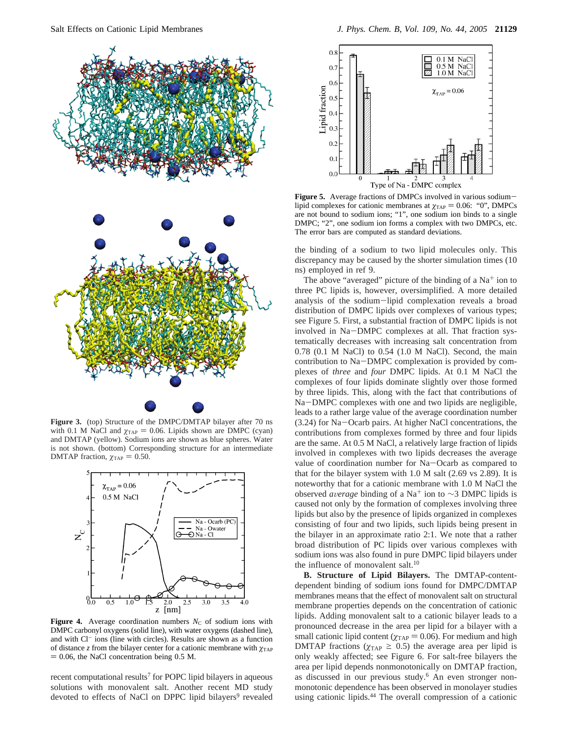**Figure 3.** (top) Structure of the DMPC/DMTAP bilayer after 70 ns with 0.1 M NaCl and $\chi_{TAP} = 0.06$. Lipids shown are DMPC (cyan) and DMTAP (yellow). Sodium ions are shown as blue spheres. Water is not shown. (bottom) Corresponding structure for an intermediate DMTAP fraction, $\chi_{TAP} = 0.50$.

**Figure 4.** Average coordination numbers $N_C$ of sodium ions with DMPC carbonyl oxygens (solid line), with water oxygens (dashed line), and with $Cl^-$ ions (line with circles). Results are shown as a function of distance $z$ from the bilayer center for a cationic membrane with $\chi_{TAP} = 0.06$, the NaCl concentration being 0.5 M.

recent computational results[7] for POPC lipid bilayers in aqueous solutions with monovalent salt. Another recent MD study devoted to effects of NaCl on DPPC lipid bilayers[9] revealed the binding of a sodium to two lipid molecules only. This discrepancy may be caused by the shorter simulation times (10 ns) employed in ref 9.

**Figure 5.** Average fractions of DMPCs involved in various sodium–lipid complexes for cationic membranes at $\chi_{TAP} = 0.06$: "0", DMPCs are not bound to sodium ions; "1", one sodium ion binds to a single DMPC; "2", one sodium ion forms a complex with two DMPCs, etc. The error bars are computed as standard deviations.

The above "averaged" picture of the binding of a $Na^+$ ion to three PC lipids is, however, oversimplified. A more detailed analysis of the sodium–lipid complexation reveals a broad distribution of DMPC lipids over complexes of various types; see Figure 5. First, a substantial fraction of DMPC lipids is not involved in Na–DMPC complexes at all. That fraction systematically decreases with increasing salt concentration from 0.78 (0.1 M NaCl) to 0.54 (1.0 M NaCl). Second, the main contribution to Na–DMPC complexation is provided by complexes of *three* and *four* DMPC lipids. At 0.1 M NaCl the complexes of four lipids dominate slightly over those formed by three lipids. This, along with the fact that contributions of Na–DMPC complexes with one and two lipids are negligible, leads to a rather large value of the average coordination number (3.24) for Na–Ocarb pairs. At higher NaCl concentrations, the contributions from complexes formed by three and four lipids are the same. At 0.5 M NaCl, a relatively large fraction of lipids involved in complexes with two lipids decreases the average value of coordination number for Na–Ocarb as compared to that for the bilayer system with 1.0 M salt (2.69 vs 2.89). It is noteworthy that for a cationic membrane with 1.0 M NaCl the observed *average* binding of a $Na^+$ ion to ~3 DMPC lipids is caused not only by the formation of complexes involving three lipids but also by the presence of lipids organized in complexes consisting of four and two lipids, such lipids being present in the bilayer in an approximate ratio 2:1. We note that a rather broad distribution of PC lipids over various complexes with sodium ions was also found in pure DMPC lipid bilayers under the influence of monovalent salt.[10]

**B. Structure of Lipid Bilayers.** The DMTAP-content-dependent binding of sodium ions found for DMPC/DMTAP membranes means that the effect of monovalent salt on structural membrane properties depends on the concentration of cationic lipids. Adding monovalent salt to a cationic bilayer leads to a pronounced decrease in the area per lipid for a bilayer with a small cationic lipid content ($\chi_{TAP} = 0.06$). For medium and high DMTAP fractions ($\chi_{TAP} \geq 0.5$) the area per lipid is only weakly affected; see Figure 6. For salt-free bilayers the area per lipid depends nonmonotonically on DMTAP fraction, as discussed in our previous study.[6] An even stronger nonmonotonic dependence has been observed in monolayer studies using cationic lipids.[44] The overall compression of a cationic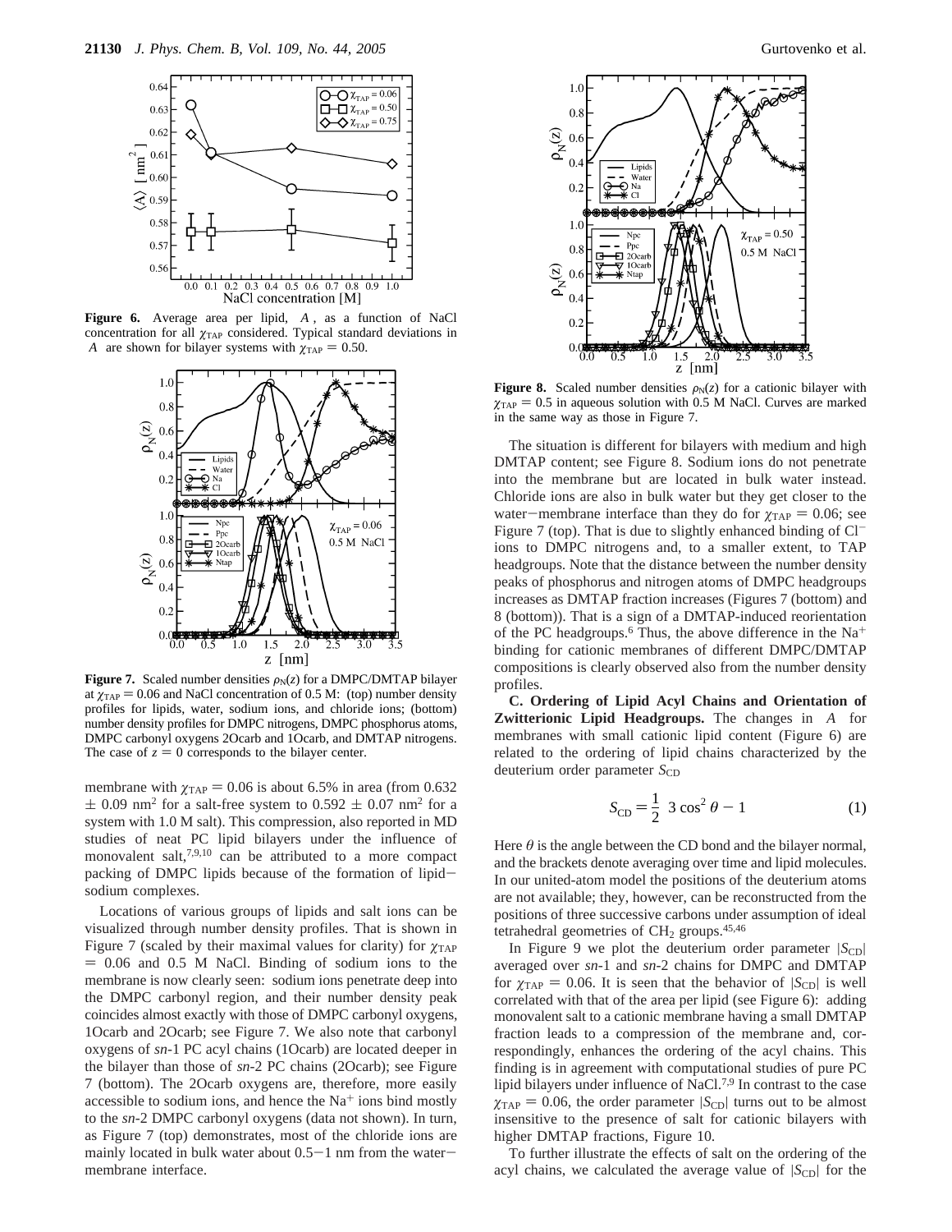**Figure 6.** Average area per lipid, $\langle A \rangle$, as a function of NaCl concentration for all $\chi_{TAP}$ considered. Typical standard deviations in $\langle A \rangle$ are shown for bilayer systems with $\chi_{TAP} = 0.50$.

**Figure 7.** Scaled number densities $\rho_N(z)$ for a DMPC/DMTAP bilayer at $\chi_{TAP} = 0.06$ and NaCl concentration of 0.5 M: (top) number density profiles for lipids, water, sodium ions, and chloride ions; (bottom) number density profiles for DMPC nitrogens, DMPC phosphorus atoms, DMPC carbonyl oxygens 2Ocarb and 1Ocarb, and DMTAP nitrogens. The case of $z = 0$ corresponds to the bilayer center.

membrane with $\chi_{TAP} = 0.06$ is about 6.5% in area (from 0.632 $\pm$ 0.09 nm$^2$ for a salt-free system to 0.592 $\pm$ 0.07 nm$^2$ for a system with 1.0 M salt). This compression, also reported in MD studies of neat PC lipid bilayers under the influence of monovalent salt,[7,9,10] can be attributed to a more compact packing of DMPC lipids because of the formation of lipid–sodium complexes.

Locations of various groups of lipids and salt ions can be visualized through number density profiles. That is shown in Figure 7 (scaled by their maximal values for clarity) for $\chi_{TAP} = 0.06$ and 0.5 M NaCl. Binding of sodium ions to the membrane is now clearly seen: sodium ions penetrate deep into the DMPC carbonyl region, and their number density peak coincides almost exactly with those of DMPC carbonyl oxygens, 1Ocarb and 2Ocarb; see Figure 7. We also note that carbonyl oxygens of *sn*-1 PC acyl chains (1Ocarb) are located deeper in the bilayer than those of *sn*-2 PC chains (2Ocarb); see Figure 7 (bottom). The 2Ocarb oxygens are, therefore, more easily accessible to sodium ions, and hence the $Na^+$ ions bind mostly to the *sn*-2 DMPC carbonyl oxygens (data not shown). In turn, as Figure 7 (top) demonstrates, most of the chloride ions are mainly located in bulk water about 0.5–1 nm from the water–membrane interface.

**Figure 8.** Scaled number densities $\rho_N(z)$ for a cationic bilayer with $\chi_{TAP} = 0.5$ in aqueous solution with 0.5 M NaCl. Curves are marked in the same way as those in Figure 7.

The situation is different for bilayers with medium and high DMTAP content; see Figure 8. Sodium ions do not penetrate into the membrane but are located in bulk water instead. Chloride ions are also in bulk water but they get closer to the water–membrane interface than they do for $\chi_{TAP} = 0.06$; see Figure 7 (top). That is due to slightly enhanced binding of $Cl^-$ ions to DMPC nitrogens and, to a smaller extent, to TAP headgroups. Note that the distance between the number density peaks of phosphorus and nitrogen atoms of DMPC headgroups increases as DMTAP fraction increases (Figures 7 (bottom) and 8 (bottom)). That is a sign of a DMTAP-induced reorientation of the PC headgroups.[6] Thus, the above difference in the $Na^+$ binding for cationic membranes of different DMPC/DMTAP compositions is clearly observed also from the number density profiles.

**C. Ordering of Lipid Acyl Chains and Orientation of Zwitterionic Lipid Headgroups.** The changes in $\langle A \rangle$ for membranes with small cationic lipid content (Figure 6) are related to the ordering of lipid chains characterized by the deuterium order parameter $S_{CD}$

$$S_{CD} = \frac{1}{2}\langle 3\cos^2\theta - 1\rangle \tag{1}$$

Here $\theta$ is the angle between the CD bond and the bilayer normal, and the brackets denote averaging over time and lipid molecules. In our united-atom model the positions of the deuterium atoms are not available; they, however, can be reconstructed from the positions of three successive carbons under assumption of ideal tetrahedral geometries of $CH_2$ groups.[45,46]

In Figure 9 we plot the deuterium order parameter $|S_{CD}|$ averaged over *sn*-1 and *sn*-2 chains for DMPC and DMTAP for $\chi_{TAP} = 0.06$. It is seen that the behavior of $|S_{CD}|$ is well correlated with that of the area per lipid (see Figure 6): adding monovalent salt to a cationic membrane having a small DMTAP fraction leads to a compression of the membrane and, correspondingly, enhances the ordering of the acyl chains. This finding is in agreement with computational studies of pure PC lipid bilayers under influence of NaCl.[7,9] In contrast to the case $\chi_{TAP} = 0.06$, the order parameter $|S_{CD}|$ turns out to be almost insensitive to the presence of salt for cationic bilayers with higher DMTAP fractions, Figure 10.

To further illustrate the effects of salt on the ordering of the acyl chains, we calculated the average value of $|S_{CD}|$ for the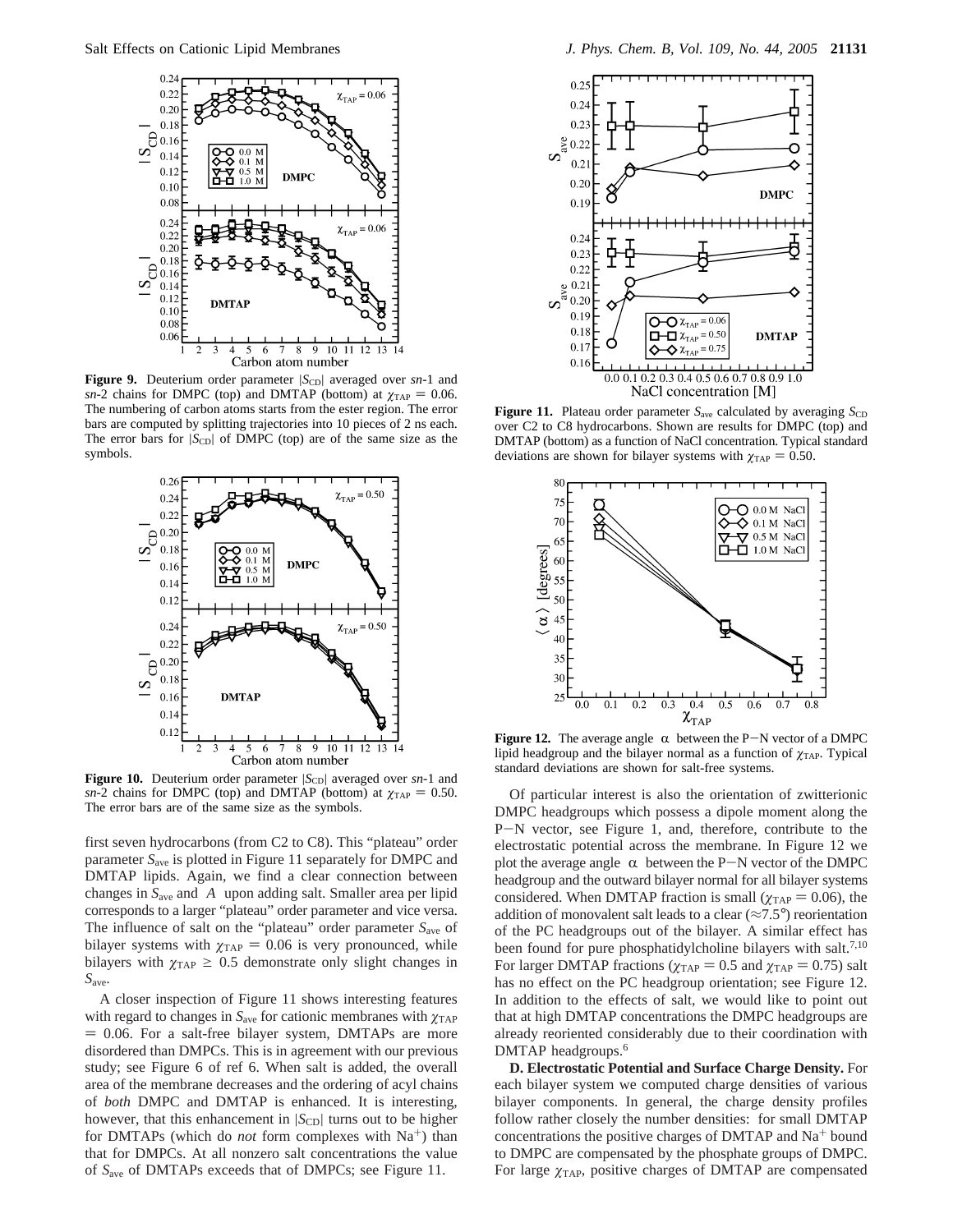**Figure 9.** Deuterium order parameter $|S_{CD}|$ averaged over *sn*-1 and *sn*-2 chains for DMPC (top) and DMTAP (bottom) at $\chi_{TAP} = 0.06$. The numbering of carbon atoms starts from the ester region. The error bars are computed by splitting trajectories into 10 pieces of 2 ns each. The error bars for $|S_{CD}|$ of DMPC (top) are of the same size as the symbols.

**Figure 10.** Deuterium order parameter $|S_{CD}|$ averaged over *sn*-1 and *sn*-2 chains for DMPC (top) and DMTAP (bottom) at $\chi_{TAP} = 0.50$. The error bars are of the same size as the symbols.

first seven hydrocarbons (from C2 to C8). This "plateau" order parameter $S_{ave}$ is plotted in Figure 11 separately for DMPC and DMTAP lipids. Again, we find a clear connection between changes in $S_{ave}$ and $\langle A \rangle$ upon adding salt. Smaller area per lipid corresponds to a larger "plateau" order parameter and vice versa. The influence of salt on the "plateau" order parameter $S_{ave}$ of bilayer systems with $\chi_{TAP} = 0.06$ is very pronounced, while bilayers with $\chi_{TAP} \geq 0.5$ demonstrate only slight changes in $S_{ave}$.

A closer inspection of Figure 11 shows interesting features with regard to changes in $S_{ave}$ for cationic membranes with $\chi_{TAP} = 0.06$. For a salt-free bilayer system, DMTAPs are more disordered than DMPCs. This is in agreement with our previous study; see Figure 6 of ref 6. When salt is added, the overall area of the membrane decreases and the ordering of acyl chains of *both* DMPC and DMTAP is enhanced. It is interesting, however, that this enhancement in $|S_{CD}|$ turns out to be higher for DMTAPs (which do *not* form complexes with $Na^+$) than that for DMPCs. At all nonzero salt concentrations the value of $S_{ave}$ of DMTAPs exceeds that of DMPCs; see Figure 11.

**Figure 11.** Plateau order parameter $S_{ave}$ calculated by averaging $S_{CD}$ over C2 to C8 hydrocarbons. Shown are results for DMPC (top) and DMTAP (bottom) as a function of NaCl concentration. Typical standard deviations are shown for bilayer systems with $\chi_{TAP} = 0.50$.

**Figure 12.** The average angle $\langle\alpha\rangle$ between the P−N vector of a DMPC lipid headgroup and the bilayer normal as a function of $\chi_{TAP}$. Typical standard deviations are shown for salt-free systems.

Of particular interest is also the orientation of zwitterionic DMPC headgroups which possess a dipole moment along the P−N vector, see Figure 1, and, therefore, contribute to the electrostatic potential across the membrane. In Figure 12 we plot the average angle $\langle\alpha\rangle$ between the P−N vector of the DMPC headgroup and the outward bilayer normal for all bilayer systems considered. When DMTAP fraction is small ($\chi_{TAP} = 0.06$), the addition of monovalent salt leads to a clear ($\approx 7.5°$) reorientation of the PC headgroups out of the bilayer. A similar effect has been found for pure phosphatidylcholine bilayers with salt.[7,10] For larger DMTAP fractions ($\chi_{TAP} = 0.5$ and $\chi_{TAP} = 0.75$) salt has no effect on the PC headgroup orientation; see Figure 12. In addition to the effects of salt, we would like to point out that at high DMTAP concentrations the DMPC headgroups are already reoriented considerably due to their coordination with DMTAP headgroups.[6]

**D. Electrostatic Potential and Surface Charge Density.** For each bilayer system we computed charge densities of various bilayer components. In general, the charge density profiles follow rather closely the number densities: for small DMTAP concentrations the positive charges of DMTAP and $Na^+$ bound to DMPC are compensated by the phosphate groups of DMPC. For large $\chi_{TAP}$, positive charges of DMTAP are compensated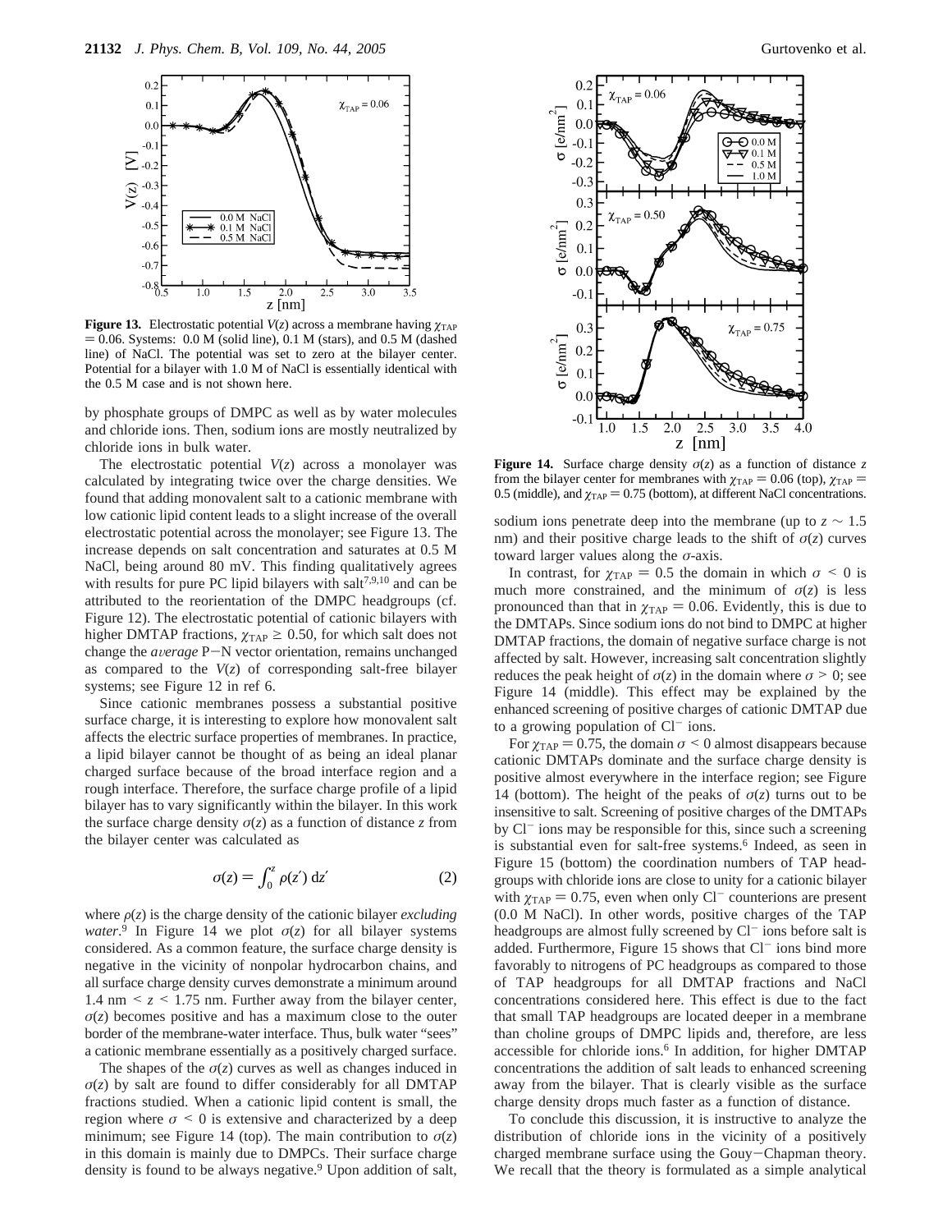**Figure 13.** Electrostatic potential $V(z)$ across a membrane having $\chi_{TAP} = 0.06$. Systems: 0.0 M (solid line), 0.1 M (stars), and 0.5 M (dashed line) of NaCl. The potential was set to zero at the bilayer center. Potential for a bilayer with 1.0 M of NaCl is essentially identical with the 0.5 M case and is not shown here.

by phosphate groups of DMPC as well as by water molecules and chloride ions. Then, sodium ions are mostly neutralized by chloride ions in bulk water.

The electrostatic potential $V(z)$ across a monolayer was calculated by integrating twice over the charge densities. We found that adding monovalent salt to a cationic membrane with low cationic lipid content leads to a slight increase of the overall electrostatic potential across the monolayer; see Figure 13. The increase depends on salt concentration and saturates at 0.5 M NaCl, being around 80 mV. This finding qualitatively agrees with results for pure PC lipid bilayers with salt[7,9,10] and can be attributed to the reorientation of the DMPC headgroups (cf. Figure 12). The electrostatic potential of cationic bilayers with higher DMTAP fractions, $\chi_{TAP} \geq 0.50$, for which salt does not change the *average* P–N vector orientation, remains unchanged as compared to the $V(z)$ of corresponding salt-free bilayer systems; see Figure 12 in ref 6.

Since cationic membranes possess a substantial positive surface charge, it is interesting to explore how monovalent salt affects the electric surface properties of membranes. In practice, a lipid bilayer cannot be thought of as being an ideal planar charged surface because of the broad interface region and a rough interface. Therefore, the surface charge profile of a lipid bilayer has to vary significantly within the bilayer. In this work the surface charge density $\sigma(z)$ as a function of distance $z$ from the bilayer center was calculated as

$$\sigma(z) = \int_0^z \rho(z')\, dz' \tag{2}$$

where $\rho(z)$ is the charge density of the cationic bilayer *excluding water*.[9] In Figure 14 we plot $\sigma(z)$ for all bilayer systems considered. As a common feature, the surface charge density is negative in the vicinity of nonpolar hydrocarbon chains, and all surface charge density curves demonstrate a minimum around 1.4 nm $< z <$ 1.75 nm. Further away from the bilayer center, $\sigma(z)$ becomes positive and has a maximum close to the outer border of the membrane-water interface. Thus, bulk water "sees" a cationic membrane essentially as a positively charged surface.

The shapes of the $\sigma(z)$ curves as well as changes induced in $\sigma(z)$ by salt are found to differ considerably for all DMTAP fractions studied. When a cationic lipid content is small, the region where $\sigma < 0$ is extensive and characterized by a deep minimum; see Figure 14 (top). The main contribution to $\sigma(z)$ in this domain is mainly due to DMPCs. Their surface charge density is found to be always negative.[9] Upon addition of salt,

**Figure 14.** Surface charge density $\sigma(z)$ as a function of distance $z$ from the bilayer center for membranes with $\chi_{TAP} = 0.06$ (top), $\chi_{TAP} = 0.5$ (middle), and $\chi_{TAP} = 0.75$ (bottom), at different NaCl concentrations.

sodium ions penetrate deep into the membrane (up to $z \sim 1.5$ nm) and their positive charge leads to the shift of $\sigma(z)$ curves toward larger values along the $\sigma$-axis.

In contrast, for $\chi_{TAP} = 0.5$ the domain in which $\sigma < 0$ is much more constrained, and the minimum of $\sigma(z)$ is less pronounced than that in $\chi_{TAP} = 0.06$. Evidently, this is due to the DMTAPs. Since sodium ions do not bind to DMPC at higher DMTAP fractions, the domain of negative surface charge is not affected by salt. However, increasing salt concentration slightly reduces the peak height of $\sigma(z)$ in the domain where $\sigma > 0$; see Figure 14 (middle). This effect may be explained by the enhanced screening of positive charges of cationic DMTAP due to a growing population of $Cl^-$ ions.

For $\chi_{TAP} = 0.75$, the domain $\sigma < 0$ almost disappears because cationic DMTAPs dominate and the surface charge density is positive almost everywhere in the interface region; see Figure 14 (bottom). The height of the peaks of $\sigma(z)$ turns out to be insensitive to salt. Screening of positive charges of the DMTAPs by $Cl^-$ ions may be responsible for this, since such a screening is substantial even for salt-free systems.[6] Indeed, as seen in Figure 15 (bottom) the coordination numbers of TAP headgroups with chloride ions are close to unity for a cationic bilayer with $\chi_{TAP} = 0.75$, even when only $Cl^-$ counterions are present (0.0 M NaCl). In other words, positive charges of the TAP headgroups are almost fully screened by $Cl^-$ ions before salt is added. Furthermore, Figure 15 shows that $Cl^-$ ions bind more favorably to nitrogens of PC headgroups as compared to those of TAP headgroups for all DMTAP fractions and NaCl concentrations considered here. This effect is due to the fact that small TAP headgroups are located deeper in a membrane than choline groups of DMPC lipids and, therefore, are less accessible for chloride ions.[6] In addition, for higher DMTAP concentrations the addition of salt leads to enhanced screening away from the bilayer. That is clearly visible as the surface charge density drops much faster as a function of distance.

To conclude this discussion, it is instructive to analyze the distribution of chloride ions in the vicinity of a positively charged membrane surface using the Gouy–Chapman theory. We recall that the theory is formulated as a simple analytical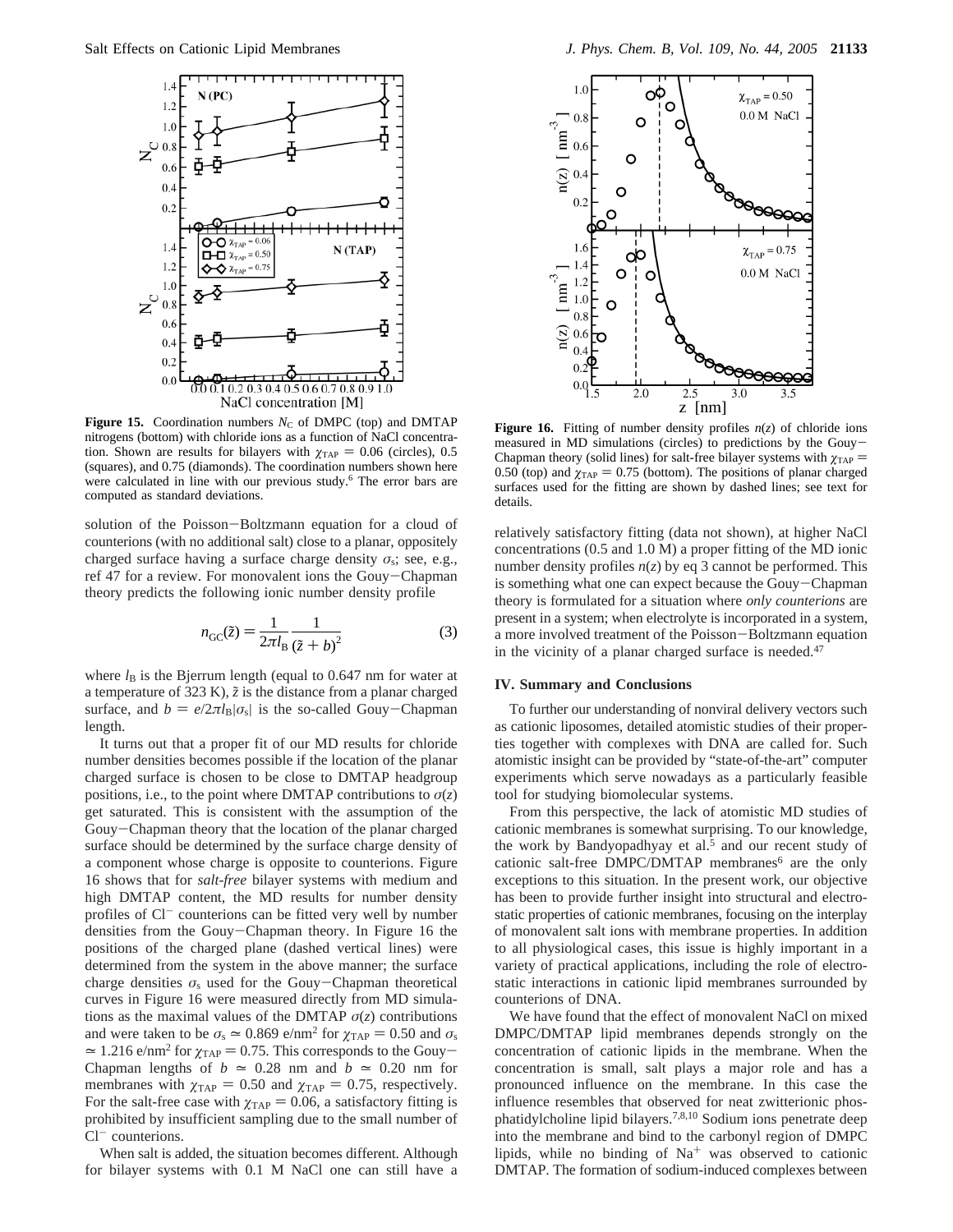**Figure 15.** Coordination numbers $N_C$ of DMPC (top) and DMTAP nitrogens (bottom) with chloride ions as a function of NaCl concentration. Shown are results for bilayers with $\chi_{TAP} = 0.06$ (circles), 0.5 (squares), and 0.75 (diamonds). The coordination numbers shown here were calculated in line with our previous study.[6] The error bars are computed as standard deviations.

**Figure 16.** Fitting of number density profiles $n(z)$ of chloride ions measured in MD simulations (circles) to predictions by the Gouy–Chapman theory (solid lines) for salt-free bilayer systems with $\chi_{TAP} = 0.50$ (top) and $\chi_{TAP} = 0.75$ (bottom). The positions of planar charged surfaces used for the fitting are shown by dashed lines; see text for details.

solution of the Poisson–Boltzmann equation for a cloud of counterions (with no additional salt) close to a planar, oppositely charged surface having a surface charge density $\sigma_s$; see, e.g., ref 47 for a review. For monovalent ions the Gouy–Chapman theory predicts the following ionic number density profile

$$n_{GC}(\tilde{z}) = \frac{1}{2\pi l_B} \frac{1}{(\tilde{z} + b)^2} \tag{3}$$

where $l_B$ is the Bjerrum length (equal to 0.647 nm for water at a temperature of 323 K), $\tilde{z}$ is the distance from a planar charged surface, and $b = e/2\pi l_B|\sigma_s|$ is the so-called Gouy–Chapman length.

It turns out that a proper fit of our MD results for chloride number densities becomes possible if the location of the planar charged surface is chosen to be close to DMTAP headgroup positions, i.e., to the point where DMTAP contributions to $\sigma(z)$ get saturated. This is consistent with the assumption of the Gouy–Chapman theory that the location of the planar charged surface should be determined by the surface charge density of a component whose charge is opposite to counterions. Figure 16 shows that for *salt-free* bilayer systems with medium and high DMTAP content, the MD results for number density profiles of $Cl^-$ counterions can be fitted very well by number densities from the Gouy–Chapman theory. In Figure 16 the positions of the charged plane (dashed vertical lines) were determined from the system in the above manner; the surface charge densities $\sigma_s$ used for the Gouy–Chapman theoretical curves in Figure 16 were measured directly from MD simulations as the maximal values of the DMTAP $\sigma(z)$ contributions and were taken to be $\sigma_s \simeq 0.869$ e/nm$^2$ for $\chi_{TAP} = 0.50$ and $\sigma_s \simeq 1.216$ e/nm$^2$ for $\chi_{TAP} = 0.75$. This corresponds to the Gouy–Chapman lengths of $b \simeq 0.28$ nm and $b \simeq 0.20$ nm for membranes with $\chi_{TAP} = 0.50$ and $\chi_{TAP} = 0.75$, respectively. For the salt-free case with $\chi_{TAP} = 0.06$, a satisfactory fitting is prohibited by insufficient sampling due to the small number of $Cl^-$ counterions.

When salt is added, the situation becomes different. Although for bilayer systems with 0.1 M NaCl one can still have a relatively satisfactory fitting (data not shown), at higher NaCl concentrations (0.5 and 1.0 M) a proper fitting of the MD ionic number density profiles $n(z)$ by eq 3 cannot be performed. This is something what one can expect because the Gouy–Chapman theory is formulated for a situation where *only counterions* are present in a system; when electrolyte is incorporated in a system, a more involved treatment of the Poisson–Boltzmann equation in the vicinity of a planar charged surface is needed.[47]

## IV. Summary and Conclusions

To further our understanding of nonviral delivery vectors such as cationic liposomes, detailed atomistic studies of their properties together with complexes with DNA are called for. Such atomistic insight can be provided by "state-of-the-art" computer experiments which serve nowadays as a particularly feasible tool for studying biomolecular systems.

From this perspective, the lack of atomistic MD studies of cationic membranes is somewhat surprising. To our knowledge, the work by Bandyopadhyay et al.[5] and our recent study of cationic salt-free DMPC/DMTAP membranes[6] are the only exceptions to this situation. In the present work, our objective has been to provide further insight into structural and electrostatic properties of cationic membranes, focusing on the interplay of monovalent salt ions with membrane properties. In addition to all physiological cases, this issue is highly important in a variety of practical applications, including the role of electrostatic interactions in cationic lipid membranes surrounded by counterions of DNA.

We have found that the effect of monovalent NaCl on mixed DMPC/DMTAP lipid membranes depends strongly on the concentration of cationic lipids in the membrane. When the concentration is small, salt plays a major role and has a pronounced influence on the membrane. In this case the influence resembles that observed for neat zwitterionic phosphatidylcholine lipid bilayers.[7,8,10] Sodium ions penetrate deep into the membrane and bind to the carbonyl region of DMPC lipids, while no binding of $Na^+$ was observed to cationic DMTAP. The formation of sodium-induced complexes between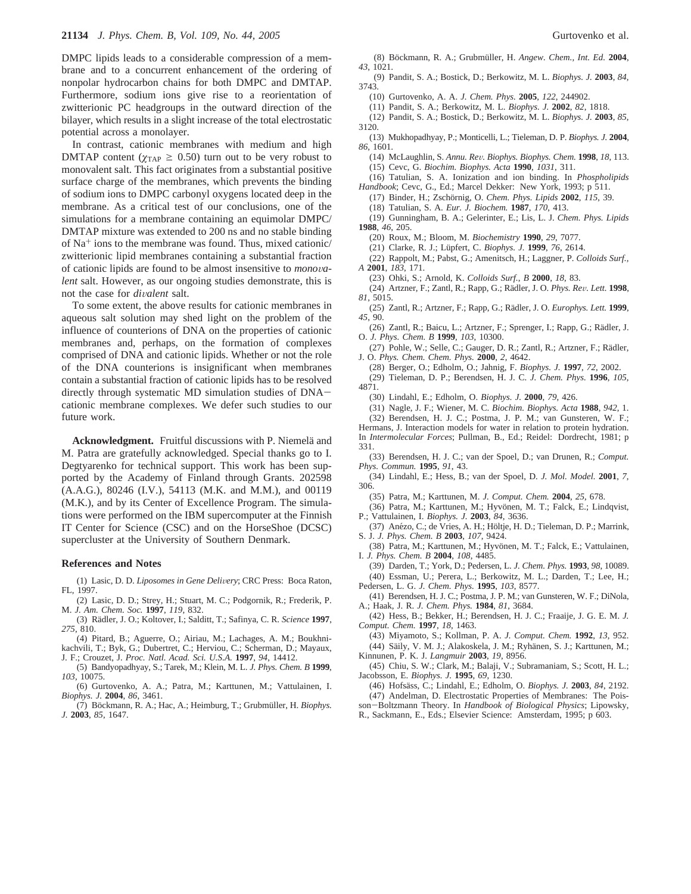DMPC lipids leads to a considerable compression of a membrane and to a concurrent enhancement of the ordering of nonpolar hydrocarbon chains for both DMPC and DMTAP. Furthermore, sodium ions give rise to a reorientation of zwitterionic PC headgroups in the outward direction of the bilayer, which results in a slight increase of the total electrostatic potential across a monolayer.

In contrast, cationic membranes with medium and high DMTAP content ($\chi_{TAP} \geq 0.50$) turn out to be very robust to monovalent salt. This fact originates from a substantial positive surface charge of the membranes, which prevents the binding of sodium ions to DMPC carbonyl oxygens located deep in the membrane. As a critical test of our conclusions, one of the simulations for a membrane containing an equimolar DMPC/DMTAP mixture was extended to 200 ns and no stable binding of $Na^+$ ions to the membrane was found. Thus, mixed cationic/zwitterionic lipid membranes containing a substantial fraction of cationic lipids are found to be almost insensitive to *monovalent* salt. However, as our ongoing studies demonstrate, this is not the case for *divalent* salt.

To some extent, the above results for cationic membranes in aqueous salt solution may shed light on the problem of the influence of counterions of DNA on the properties of cationic membranes and, perhaps, on the formation of complexes comprised of DNA and cationic lipids. Whether or not the role of the DNA counterions is insignificant when membranes contain a substantial fraction of cationic lipids has to be resolved directly through systematic MD simulation studies of DNA−cationic membrane complexes. We defer such studies to our future work.

**Acknowledgment.** Fruitful discussions with P. Niemelä and M. Patra are gratefully acknowledged. Special thanks go to I. Degtyarenko for technical support. This work has been supported by the Academy of Finland through Grants. 202598 (A.A.G.), 80246 (I.V.), 54113 (M.K. and M.M.), and 00119 (M.K.), and by its Center of Excellence Program. The simulations were performed on the IBM supercomputer at the Finnish IT Center for Science (CSC) and on the HorseShoe (DCSC) supercluster at the University of Southern Denmark.

## References and Notes

(1) Lasic, D. D. *Liposomes in Gene Delivery*; CRC Press: Boca Raton, FL, 1997.

(2) Lasic, D. D.; Strey, H.; Stuart, M. C.; Podgornik, R.; Frederik, P. M. *J. Am. Chem. Soc.* **1997**, *119*, 832.

(3) Rädler, J. O.; Koltover, I.; Salditt, T.; Safinya, C. R. *Science* **1997**, *275*, 810.

(4) Pitard, B.; Aguerre, O.; Airiau, M.; Lachages, A. M.; Boukhnikachvili, T.; Byk, G.; Dubertret, C.; Herviou, C.; Scherman, D.; Mayaux, J. F.; Crouzet, J. *Proc. Natl. Acad. Sci. U.S.A.* **1997**, *94*, 14412.

(5) Bandyopadhyay, S.; Tarek, M.; Klein, M. L. *J. Phys. Chem. B* **1999**, *103*, 10075.

(6) Gurtovenko, A. A.; Patra, M.; Karttunen, M.; Vattulainen, I. *Biophys. J.* **2004**, *86*, 3461.

(7) Böckmann, R. A.; Hac, A.; Heimburg, T.; Grubmüller, H. *Biophys. J.* **2003**, *85*, 1647.

(8) Böckmann, R. A.; Grubmüller, H. *Angew. Chem., Int. Ed.* **2004**, *43*, 1021.

(9) Pandit, S. A.; Bostick, D.; Berkowitz, M. L. *Biophys. J.* **2003**, *84*, 3743.

(10) Gurtovenko, A. A. *J. Chem. Phys.* **2005**, *122*, 244902.

(11) Pandit, S. A.; Berkowitz, M. L. *Biophys. J.* **2002**, *82*, 1818.

(12) Pandit, S. A.; Bostick, D.; Berkowitz, M. L. *Biophys. J.* **2003**, *85*, 3120.

(13) Mukhopadhyay, P.; Monticelli, L.; Tieleman, D. P. *Biophys. J.* **2004**, *86*, 1601.

(14) McLaughlin, S. *Annu. Rev. Biophys. Biophys. Chem.* **1998**, *18*, 113.

(15) Cevc, G. *Biochim. Biophys. Acta* **1990**, *1031*, 311.

(16) Tatulian, S. A. Ionization and ion binding. In *Phospholipids Handbook*; Cevc, G., Ed.; Marcel Dekker: New York, 1993; p 511.

(17) Binder, H.; Zschörnig, O. *Chem. Phys. Lipids* **2002**, *115*, 39.

(18) Tatulian, S. A. *Eur. J. Biochem.* **1987**, *170*, 413.

(19) Gunningham, B. A.; Gelerinter, E.; Lis, L. J. *Chem. Phys. Lipids* **1988**, *46*, 205.

(20) Roux, M.; Bloom, M. *Biochemistry* **1990**, *29*, 7077.

(21) Clarke, R. J.; Lüpfert, C. *Biophys. J.* **1999**, *76*, 2614.

(22) Rappolt, M.; Pabst, G.; Amenitsch, H.; Laggner, P. *Colloids Surf., A* **2001**, *183*, 171.

(23) Ohki, S.; Arnold, K. *Colloids Surf., B* **2000**, *18*, 83.

(24) Artzner, F.; Zantl, R.; Rapp, G.; Rädler, J. O. *Phys. Rev. Lett.* **1998**, *81*, 5015.

(25) Zantl, R.; Artzner, F.; Rapp, G.; Rädler, J. O. *Europhys. Lett.* **1999**, *45*, 90.

(26) Zantl, R.; Baicu, L.; Artzner, F.; Sprenger, I.; Rapp, G.; Rädler, J. O. *J. Phys. Chem. B* **1999**, *103*, 10300.

(27) Pohle, W.; Selle, C.; Gauger, D. R.; Zantl, R.; Artzner, F.; Rädler, J. O. *Phys. Chem. Chem. Phys.* **2000**, *2*, 4642.

(28) Berger, O.; Edholm, O.; Jahnig, F. *Biophys. J.* **1997**, *72*, 2002.

(29) Tieleman, D. P.; Berendsen, H. J. C. *J. Chem. Phys.* **1996**, *105*, 4871.

(30) Lindahl, E.; Edholm, O. *Biophys. J.* **2000**, *79*, 426.

(31) Nagle, J. F.; Wiener, M. C. *Biochim. Biophys. Acta* **1988**, *942*, 1.

(32) Berendsen, H. J. C.; Postma, J. P. M.; van Gunsteren, W. F.; Hermans, J. Interaction models for water in relation to protein hydration. In *Intermolecular Forces*; Pullman, B., Ed.; Reidel: Dordrecht, 1981; p 331.

(33) Berendsen, H. J. C.; van der Spoel, D.; van Drunen, R.; *Comput. Phys. Commun.* **1995**, *91*, 43.

(34) Lindahl, E.; Hess, B.; van der Spoel, D. *J. Mol. Model.* **2001**, *7*, 306.

(35) Patra, M.; Karttunen, M. *J. Comput. Chem.* **2004**, *25*, 678.

(36) Patra, M.; Karttunen, M.; Hyvönen, M. T.; Falck, E.; Lindqvist, P.; Vattulainen, I. *Biophys. J.* **2003**, *84*, 3636.

(37) Anézo, C.; de Vries, A. H.; Höltje, H. D.; Tieleman, D. P.; Marrink, S. J. *J. Phys. Chem. B* **2003**, *107*, 9424.

(38) Patra, M.; Karttunen, M.; Hyvönen, M. T.; Falck, E.; Vattulainen, I. *J. Phys. Chem. B* **2004**, *108*, 4485.

(39) Darden, T.; York, D.; Pedersen, L. *J. Chem. Phys.* **1993**, *98*, 10089.

(40) Essman, U.; Perera, L.; Berkowitz, M. L.; Darden, T.; Lee, H.; Pedersen, L. G. *J. Chem. Phys.* **1995**, *103*, 8577.

(41) Berendsen, H. J. C.; Postma, J. P. M.; van Gunsteren, W. F.; DiNola, A.; Haak, J. R. *J. Chem. Phys.* **1984**, *81*, 3684.

(42) Hess, B.; Bekker, H.; Berendsen, H. J. C.; Fraaije, J. G. E. M. *J. Comput. Chem.* **1997**, *18*, 1463.

(43) Miyamoto, S.; Kollman, P. A. *J. Comput. Chem.* **1992**, *13*, 952.

(44) Säily, V. M. J.; Alakoskela, J. M.; Ryhänen, S. J.; Karttunen, M.; Kinnunen, P. K. J. *Langmuir* **2003**, *19*, 8956.

(45) Chiu, S. W.; Clark, M.; Balaji, V.; Subramaniam, S.; Scott, H. L.; Jacobsson, E. *Biophys. J.* **1995**, *69*, 1230.

(46) Hofsäss, C.; Lindahl, E.; Edholm, O. *Biophys. J.* **2003**, *84*, 2192.

(47) Andelman, D. Electrostatic Properties of Membranes: The Poisson−Boltzmann Theory. In *Handbook of Biological Physics*; Lipowsky, R., Sackmann, E., Eds.; Elsevier Science: Amsterdam, 1995; p 603.